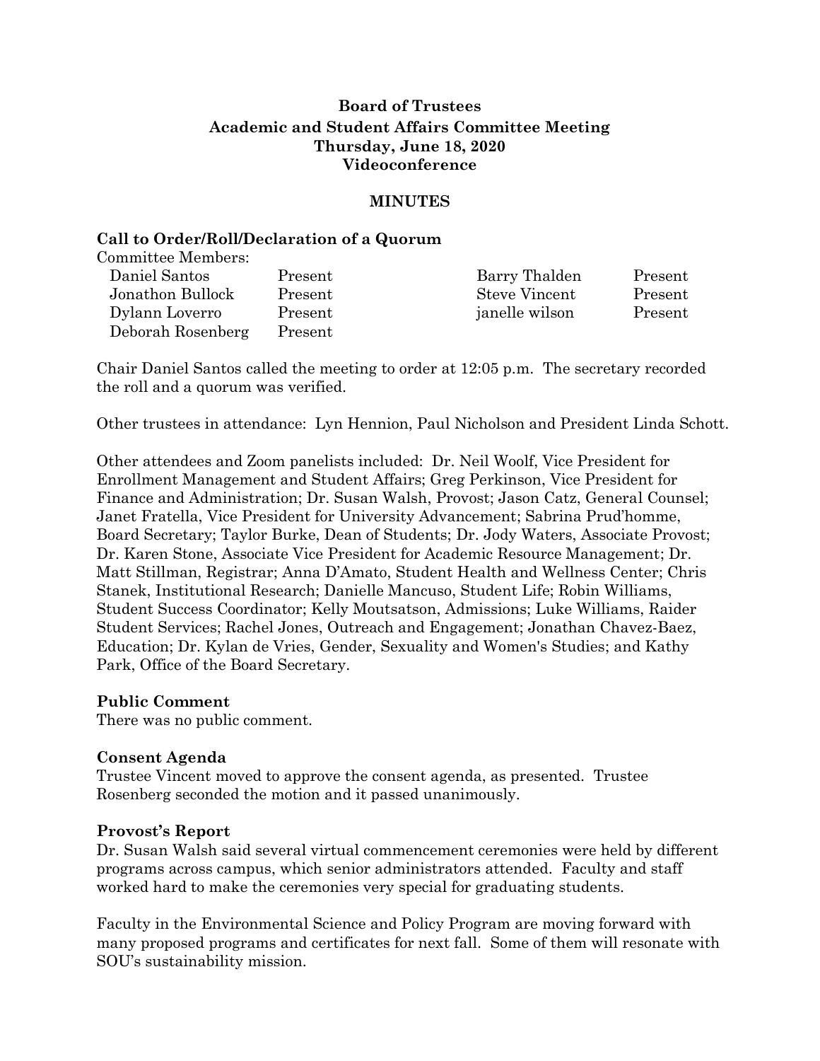**Board of Trustees**
**Academic and Student Affairs Committee Meeting**
**Thursday, June 18, 2020**
**Videoconference**

**MINUTES**

**Call to Order/Roll/Declaration of a Quorum**

Committee Members:

| | | | |
|---|---|---|---|
| Daniel Santos | Present | Barry Thalden | Present |
| Jonathon Bullock | Present | Steve Vincent | Present |
| Dylann Loverro | Present | janelle wilson | Present |
| Deborah Rosenberg | Present | | |

Chair Daniel Santos called the meeting to order at 12:05 p.m. The secretary recorded the roll and a quorum was verified.

Other trustees in attendance: Lyn Hennion, Paul Nicholson and President Linda Schott.

Other attendees and Zoom panelists included: Dr. Neil Woolf, Vice President for Enrollment Management and Student Affairs; Greg Perkinson, Vice President for Finance and Administration; Dr. Susan Walsh, Provost; Jason Catz, General Counsel; Janet Fratella, Vice President for University Advancement; Sabrina Prud'homme, Board Secretary; Taylor Burke, Dean of Students; Dr. Jody Waters, Associate Provost; Dr. Karen Stone, Associate Vice President for Academic Resource Management; Dr. Matt Stillman, Registrar; Anna D'Amato, Student Health and Wellness Center; Chris Stanek, Institutional Research; Danielle Mancuso, Student Life; Robin Williams, Student Success Coordinator; Kelly Moutsatson, Admissions; Luke Williams, Raider Student Services; Rachel Jones, Outreach and Engagement; Jonathan Chavez-Baez, Education; Dr. Kylan de Vries, Gender, Sexuality and Women's Studies; and Kathy Park, Office of the Board Secretary.

**Public Comment**

There was no public comment.

**Consent Agenda**

Trustee Vincent moved to approve the consent agenda, as presented. Trustee Rosenberg seconded the motion and it passed unanimously.

**Provost's Report**

Dr. Susan Walsh said several virtual commencement ceremonies were held by different programs across campus, which senior administrators attended. Faculty and staff worked hard to make the ceremonies very special for graduating students.

Faculty in the Environmental Science and Policy Program are moving forward with many proposed programs and certificates for next fall. Some of them will resonate with SOU's sustainability mission.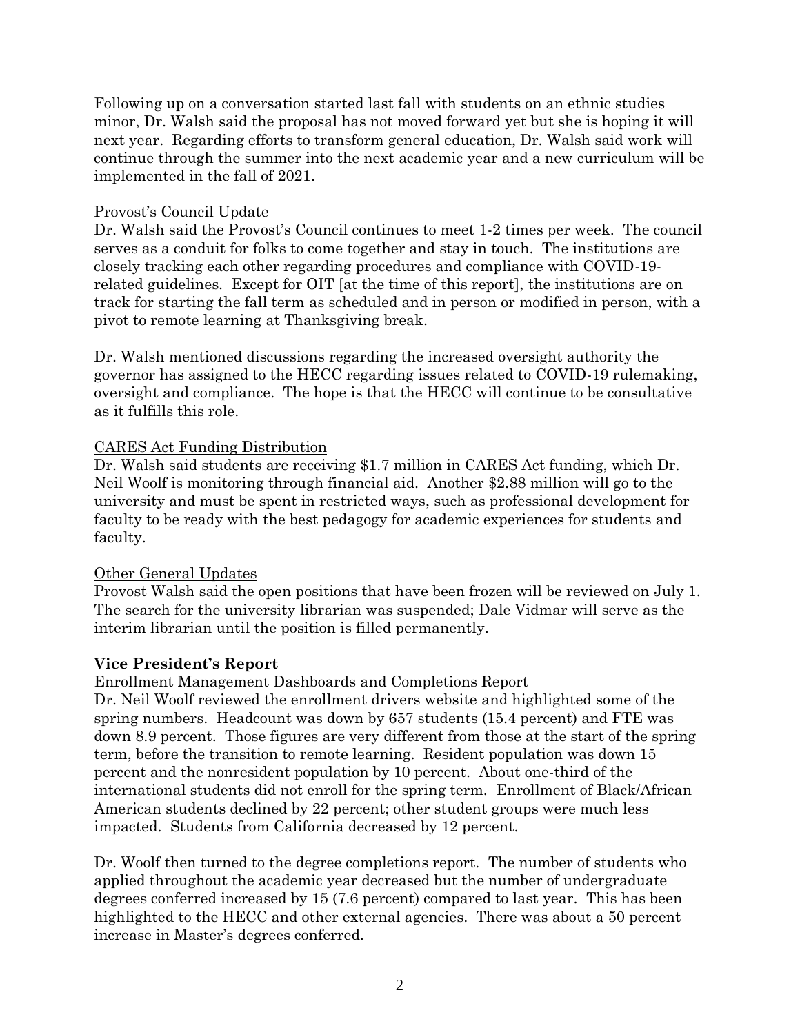Following up on a conversation started last fall with students on an ethnic studies minor, Dr. Walsh said the proposal has not moved forward yet but she is hoping it will next year. Regarding efforts to transform general education, Dr. Walsh said work will continue through the summer into the next academic year and a new curriculum will be implemented in the fall of 2021.

<u>Provost's Council Update</u>

Dr. Walsh said the Provost's Council continues to meet 1-2 times per week. The council serves as a conduit for folks to come together and stay in touch. The institutions are closely tracking each other regarding procedures and compliance with COVID-19-related guidelines. Except for OIT [at the time of this report], the institutions are on track for starting the fall term as scheduled and in person or modified in person, with a pivot to remote learning at Thanksgiving break.

Dr. Walsh mentioned discussions regarding the increased oversight authority the governor has assigned to the HECC regarding issues related to COVID-19 rulemaking, oversight and compliance. The hope is that the HECC will continue to be consultative as it fulfills this role.

<u>CARES Act Funding Distribution</u>

Dr. Walsh said students are receiving $1.7 million in CARES Act funding, which Dr. Neil Woolf is monitoring through financial aid. Another $2.88 million will go to the university and must be spent in restricted ways, such as professional development for faculty to be ready with the best pedagogy for academic experiences for students and faculty.

<u>Other General Updates</u>

Provost Walsh said the open positions that have been frozen will be reviewed on July 1. The search for the university librarian was suspended; Dale Vidmar will serve as the interim librarian until the position is filled permanently.

**Vice President's Report**

<u>Enrollment Management Dashboards and Completions Report</u>

Dr. Neil Woolf reviewed the enrollment drivers website and highlighted some of the spring numbers. Headcount was down by 657 students (15.4 percent) and FTE was down 8.9 percent. Those figures are very different from those at the start of the spring term, before the transition to remote learning. Resident population was down 15 percent and the nonresident population by 10 percent. About one-third of the international students did not enroll for the spring term. Enrollment of Black/African American students declined by 22 percent; other student groups were much less impacted. Students from California decreased by 12 percent.

Dr. Woolf then turned to the degree completions report. The number of students who applied throughout the academic year decreased but the number of undergraduate degrees conferred increased by 15 (7.6 percent) compared to last year. This has been highlighted to the HECC and other external agencies. There was about a 50 percent increase in Master's degrees conferred.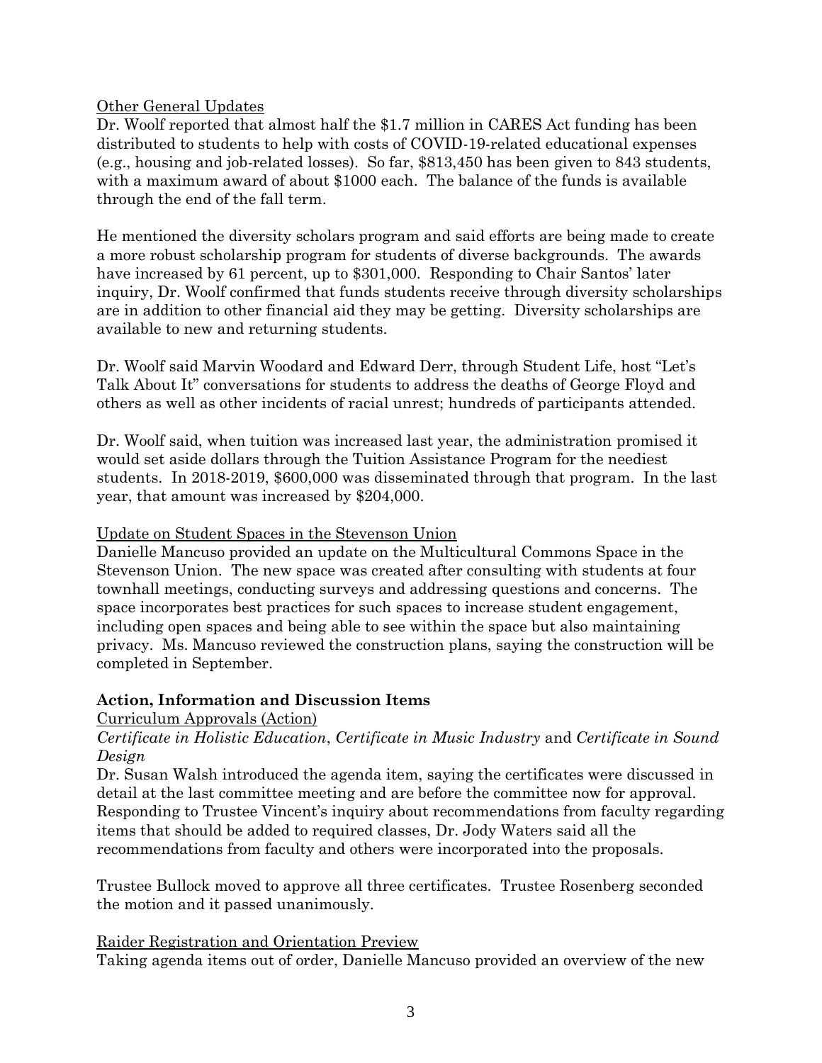Other General Updates

Dr. Woolf reported that almost half the $1.7 million in CARES Act funding has been distributed to students to help with costs of COVID-19-related educational expenses (e.g., housing and job-related losses). So far, $813,450 has been given to 843 students, with a maximum award of about $1000 each. The balance of the funds is available through the end of the fall term.

He mentioned the diversity scholars program and said efforts are being made to create a more robust scholarship program for students of diverse backgrounds. The awards have increased by 61 percent, up to $301,000. Responding to Chair Santos' later inquiry, Dr. Woolf confirmed that funds students receive through diversity scholarships are in addition to other financial aid they may be getting. Diversity scholarships are available to new and returning students.

Dr. Woolf said Marvin Woodard and Edward Derr, through Student Life, host "Let's Talk About It" conversations for students to address the deaths of George Floyd and others as well as other incidents of racial unrest; hundreds of participants attended.

Dr. Woolf said, when tuition was increased last year, the administration promised it would set aside dollars through the Tuition Assistance Program for the neediest students. In 2018-2019, $600,000 was disseminated through that program. In the last year, that amount was increased by $204,000.

Update on Student Spaces in the Stevenson Union

Danielle Mancuso provided an update on the Multicultural Commons Space in the Stevenson Union. The new space was created after consulting with students at four townhall meetings, conducting surveys and addressing questions and concerns. The space incorporates best practices for such spaces to increase student engagement, including open spaces and being able to see within the space but also maintaining privacy. Ms. Mancuso reviewed the construction plans, saying the construction will be completed in September.

**Action, Information and Discussion Items**

Curriculum Approvals (Action)

*Certificate in Holistic Education*, *Certificate in Music Industry* and *Certificate in Sound Design*

Dr. Susan Walsh introduced the agenda item, saying the certificates were discussed in detail at the last committee meeting and are before the committee now for approval. Responding to Trustee Vincent's inquiry about recommendations from faculty regarding items that should be added to required classes, Dr. Jody Waters said all the recommendations from faculty and others were incorporated into the proposals.

Trustee Bullock moved to approve all three certificates. Trustee Rosenberg seconded the motion and it passed unanimously.

Raider Registration and Orientation Preview

Taking agenda items out of order, Danielle Mancuso provided an overview of the new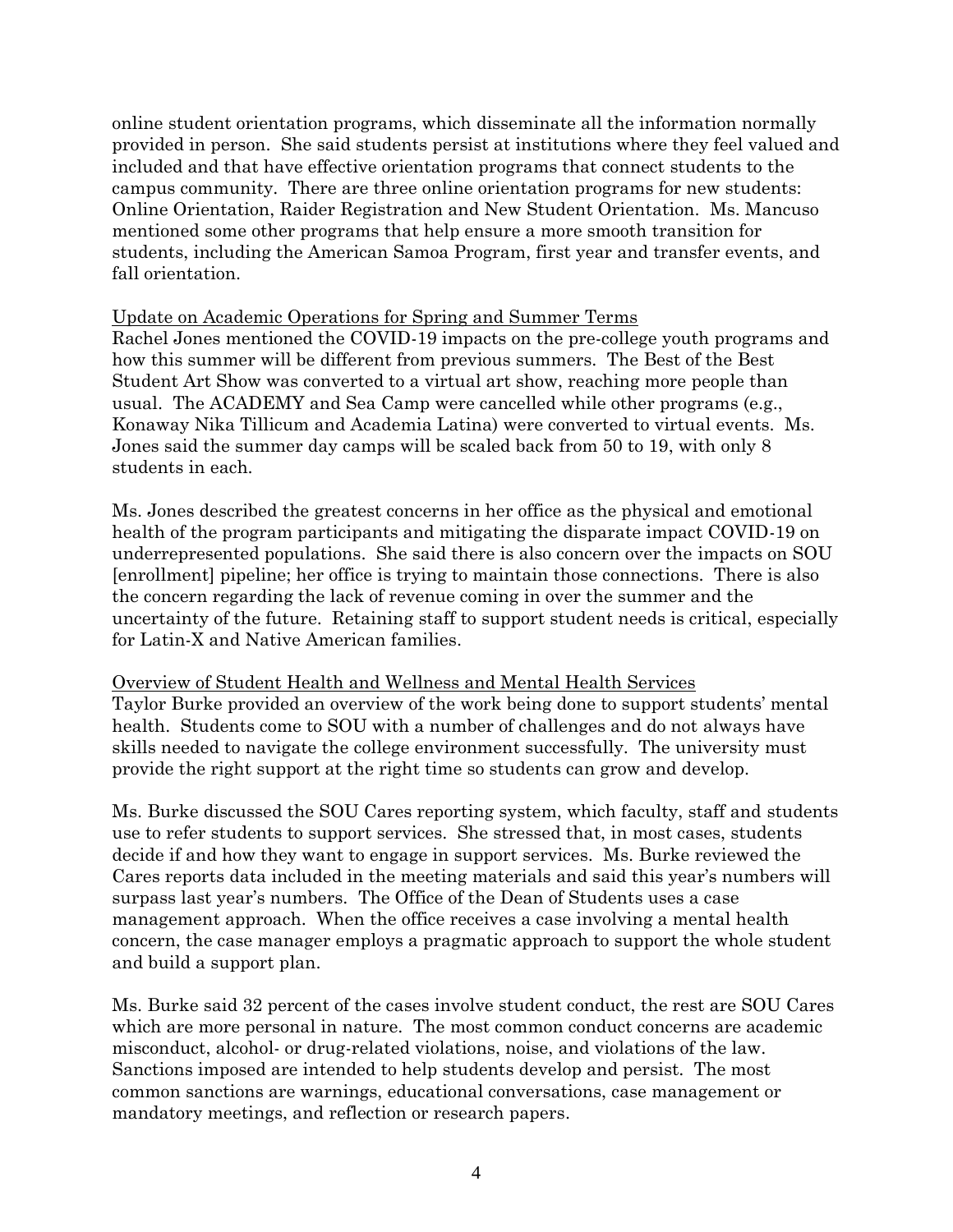online student orientation programs, which disseminate all the information normally provided in person. She said students persist at institutions where they feel valued and included and that have effective orientation programs that connect students to the campus community. There are three online orientation programs for new students: Online Orientation, Raider Registration and New Student Orientation. Ms. Mancuso mentioned some other programs that help ensure a more smooth transition for students, including the American Samoa Program, first year and transfer events, and fall orientation.

<u>Update on Academic Operations for Spring and Summer Terms</u>

Rachel Jones mentioned the COVID-19 impacts on the pre-college youth programs and how this summer will be different from previous summers. The Best of the Best Student Art Show was converted to a virtual art show, reaching more people than usual. The ACADEMY and Sea Camp were cancelled while other programs (e.g., Konaway Nika Tillicum and Academia Latina) were converted to virtual events. Ms. Jones said the summer day camps will be scaled back from 50 to 19, with only 8 students in each.

Ms. Jones described the greatest concerns in her office as the physical and emotional health of the program participants and mitigating the disparate impact COVID-19 on underrepresented populations. She said there is also concern over the impacts on SOU [enrollment] pipeline; her office is trying to maintain those connections. There is also the concern regarding the lack of revenue coming in over the summer and the uncertainty of the future. Retaining staff to support student needs is critical, especially for Latin-X and Native American families.

<u>Overview of Student Health and Wellness and Mental Health Services</u>

Taylor Burke provided an overview of the work being done to support students' mental health. Students come to SOU with a number of challenges and do not always have skills needed to navigate the college environment successfully. The university must provide the right support at the right time so students can grow and develop.

Ms. Burke discussed the SOU Cares reporting system, which faculty, staff and students use to refer students to support services. She stressed that, in most cases, students decide if and how they want to engage in support services. Ms. Burke reviewed the Cares reports data included in the meeting materials and said this year's numbers will surpass last year's numbers. The Office of the Dean of Students uses a case management approach. When the office receives a case involving a mental health concern, the case manager employs a pragmatic approach to support the whole student and build a support plan.

Ms. Burke said 32 percent of the cases involve student conduct, the rest are SOU Cares which are more personal in nature. The most common conduct concerns are academic misconduct, alcohol- or drug-related violations, noise, and violations of the law. Sanctions imposed are intended to help students develop and persist. The most common sanctions are warnings, educational conversations, case management or mandatory meetings, and reflection or research papers.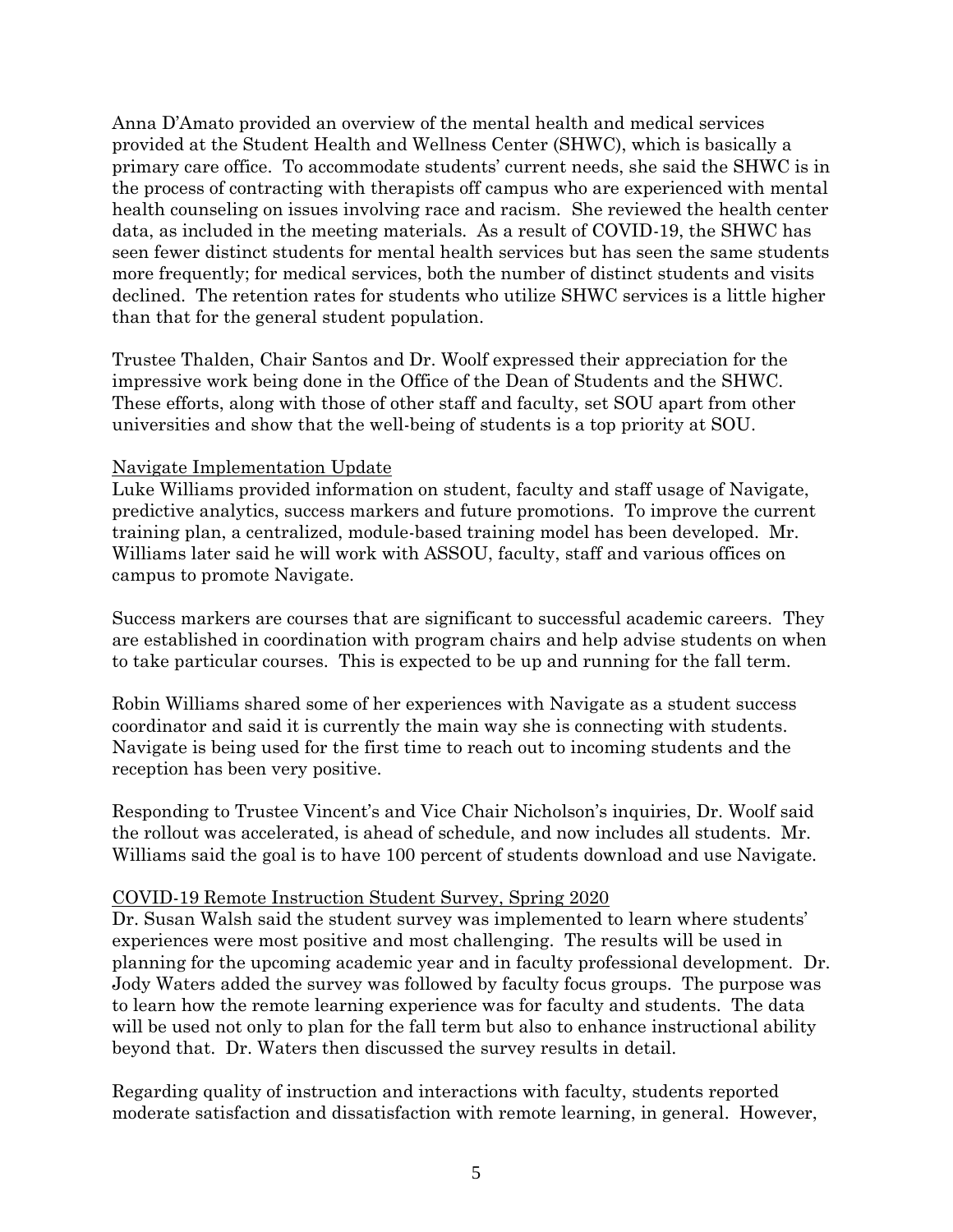Anna D'Amato provided an overview of the mental health and medical services provided at the Student Health and Wellness Center (SHWC), which is basically a primary care office. To accommodate students' current needs, she said the SHWC is in the process of contracting with therapists off campus who are experienced with mental health counseling on issues involving race and racism. She reviewed the health center data, as included in the meeting materials. As a result of COVID-19, the SHWC has seen fewer distinct students for mental health services but has seen the same students more frequently; for medical services, both the number of distinct students and visits declined. The retention rates for students who utilize SHWC services is a little higher than that for the general student population.

Trustee Thalden, Chair Santos and Dr. Woolf expressed their appreciation for the impressive work being done in the Office of the Dean of Students and the SHWC. These efforts, along with those of other staff and faculty, set SOU apart from other universities and show that the well-being of students is a top priority at SOU.

<u>Navigate Implementation Update</u>

Luke Williams provided information on student, faculty and staff usage of Navigate, predictive analytics, success markers and future promotions. To improve the current training plan, a centralized, module-based training model has been developed. Mr. Williams later said he will work with ASSOU, faculty, staff and various offices on campus to promote Navigate.

Success markers are courses that are significant to successful academic careers. They are established in coordination with program chairs and help advise students on when to take particular courses. This is expected to be up and running for the fall term.

Robin Williams shared some of her experiences with Navigate as a student success coordinator and said it is currently the main way she is connecting with students. Navigate is being used for the first time to reach out to incoming students and the reception has been very positive.

Responding to Trustee Vincent's and Vice Chair Nicholson's inquiries, Dr. Woolf said the rollout was accelerated, is ahead of schedule, and now includes all students. Mr. Williams said the goal is to have 100 percent of students download and use Navigate.

<u>COVID-19 Remote Instruction Student Survey, Spring 2020</u>

Dr. Susan Walsh said the student survey was implemented to learn where students' experiences were most positive and most challenging. The results will be used in planning for the upcoming academic year and in faculty professional development. Dr. Jody Waters added the survey was followed by faculty focus groups. The purpose was to learn how the remote learning experience was for faculty and students. The data will be used not only to plan for the fall term but also to enhance instructional ability beyond that. Dr. Waters then discussed the survey results in detail.

Regarding quality of instruction and interactions with faculty, students reported moderate satisfaction and dissatisfaction with remote learning, in general. However,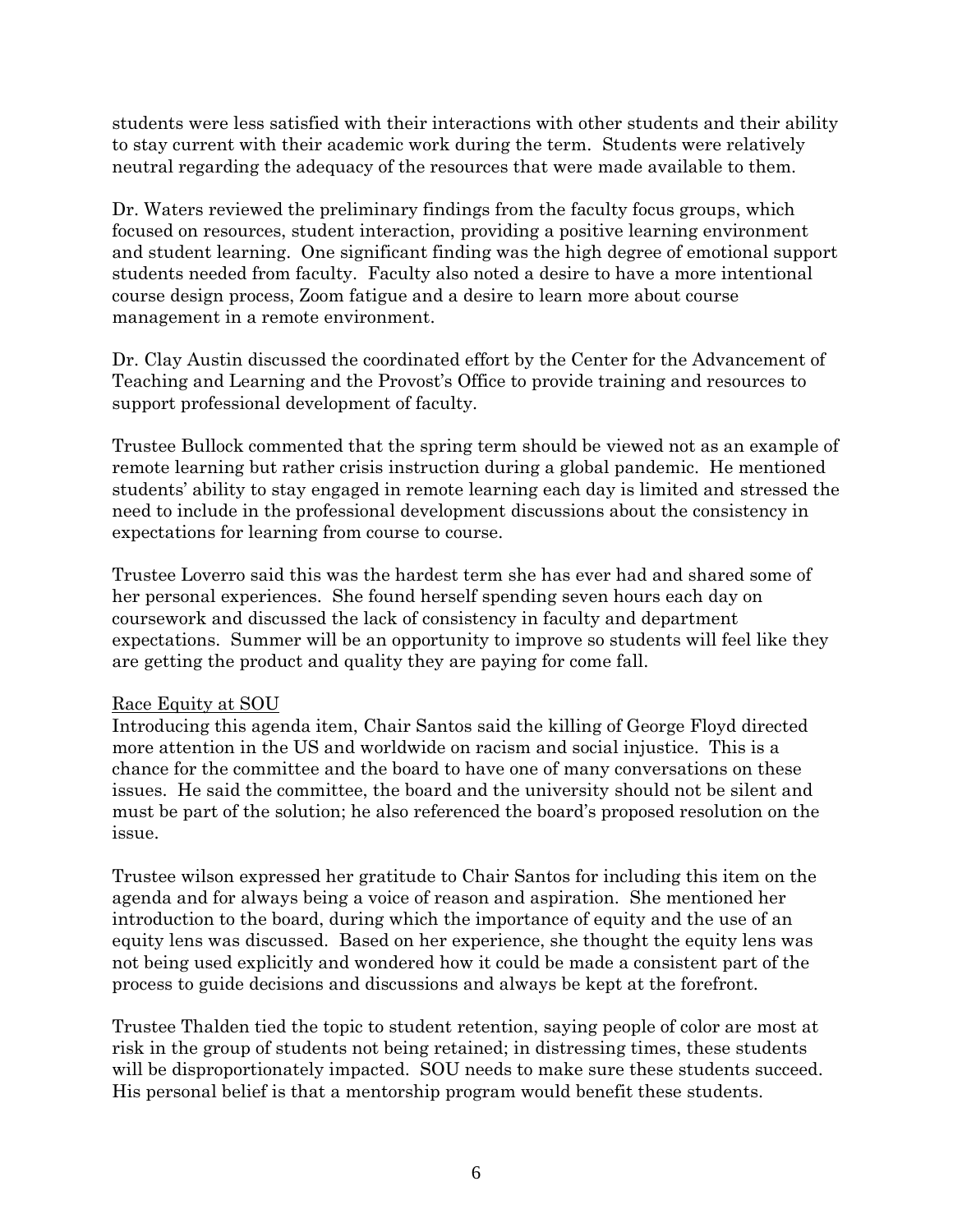students were less satisfied with their interactions with other students and their ability to stay current with their academic work during the term. Students were relatively neutral regarding the adequacy of the resources that were made available to them.

Dr. Waters reviewed the preliminary findings from the faculty focus groups, which focused on resources, student interaction, providing a positive learning environment and student learning. One significant finding was the high degree of emotional support students needed from faculty. Faculty also noted a desire to have a more intentional course design process, Zoom fatigue and a desire to learn more about course management in a remote environment.

Dr. Clay Austin discussed the coordinated effort by the Center for the Advancement of Teaching and Learning and the Provost's Office to provide training and resources to support professional development of faculty.

Trustee Bullock commented that the spring term should be viewed not as an example of remote learning but rather crisis instruction during a global pandemic. He mentioned students' ability to stay engaged in remote learning each day is limited and stressed the need to include in the professional development discussions about the consistency in expectations for learning from course to course.

Trustee Loverro said this was the hardest term she has ever had and shared some of her personal experiences. She found herself spending seven hours each day on coursework and discussed the lack of consistency in faculty and department expectations. Summer will be an opportunity to improve so students will feel like they are getting the product and quality they are paying for come fall.

<u>Race Equity at SOU</u>

Introducing this agenda item, Chair Santos said the killing of George Floyd directed more attention in the US and worldwide on racism and social injustice. This is a chance for the committee and the board to have one of many conversations on these issues. He said the committee, the board and the university should not be silent and must be part of the solution; he also referenced the board's proposed resolution on the issue.

Trustee wilson expressed her gratitude to Chair Santos for including this item on the agenda and for always being a voice of reason and aspiration. She mentioned her introduction to the board, during which the importance of equity and the use of an equity lens was discussed. Based on her experience, she thought the equity lens was not being used explicitly and wondered how it could be made a consistent part of the process to guide decisions and discussions and always be kept at the forefront.

Trustee Thalden tied the topic to student retention, saying people of color are most at risk in the group of students not being retained; in distressing times, these students will be disproportionately impacted. SOU needs to make sure these students succeed. His personal belief is that a mentorship program would benefit these students.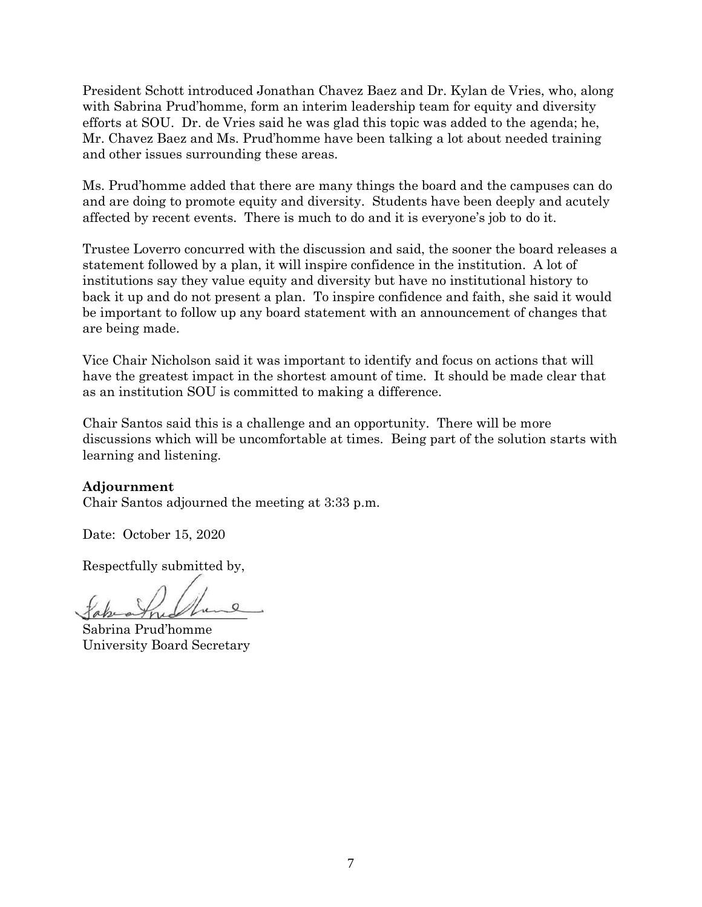President Schott introduced Jonathan Chavez Baez and Dr. Kylan de Vries, who, along with Sabrina Prud'homme, form an interim leadership team for equity and diversity efforts at SOU. Dr. de Vries said he was glad this topic was added to the agenda; he, Mr. Chavez Baez and Ms. Prud'homme have been talking a lot about needed training and other issues surrounding these areas.

Ms. Prud'homme added that there are many things the board and the campuses can do and are doing to promote equity and diversity. Students have been deeply and acutely affected by recent events. There is much to do and it is everyone's job to do it.

Trustee Loverro concurred with the discussion and said, the sooner the board releases a statement followed by a plan, it will inspire confidence in the institution. A lot of institutions say they value equity and diversity but have no institutional history to back it up and do not present a plan. To inspire confidence and faith, she said it would be important to follow up any board statement with an announcement of changes that are being made.

Vice Chair Nicholson said it was important to identify and focus on actions that will have the greatest impact in the shortest amount of time. It should be made clear that as an institution SOU is committed to making a difference.

Chair Santos said this is a challenge and an opportunity. There will be more discussions which will be uncomfortable at times. Being part of the solution starts with learning and listening.

**Adjournment**
Chair Santos adjourned the meeting at 3:33 p.m.

Date: October 15, 2020

Respectfully submitted by,

Sabrina Prud'homme
University Board Secretary